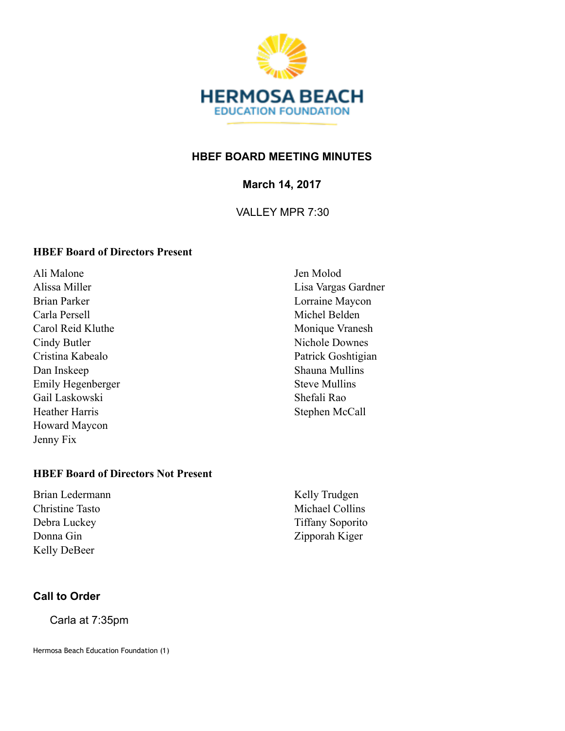HERMOSA BEACH
EDUCATION FOUNDATION

# HBEF BOARD MEETING MINUTES

**March 14, 2017**

VALLEY MPR 7:30

### HBEF Board of Directors Present

Ali Malone
Alissa Miller
Brian Parker
Carla Persell
Carol Reid Kluthe
Cindy Butler
Cristina Kabealo
Dan Inskeep
Emily Hegenberger
Gail Laskowski
Heather Harris
Howard Maycon
Jenny Fix
Jen Molod
Lisa Vargas Gardner
Lorraine Maycon
Michel Belden
Monique Vranesh
Nichole Downes
Patrick Goshtigian
Shauna Mullins
Steve Mullins
Shefali Rao
Stephen McCall

### HBEF Board of Directors Not Present

Brian Ledermann
Christine Tasto
Debra Luckey
Donna Gin
Kelly DeBeer
Kelly Trudgen
Michael Collins
Tiffany Soporito
Zipporah Kiger

## Call to Order

Carla at 7:35pm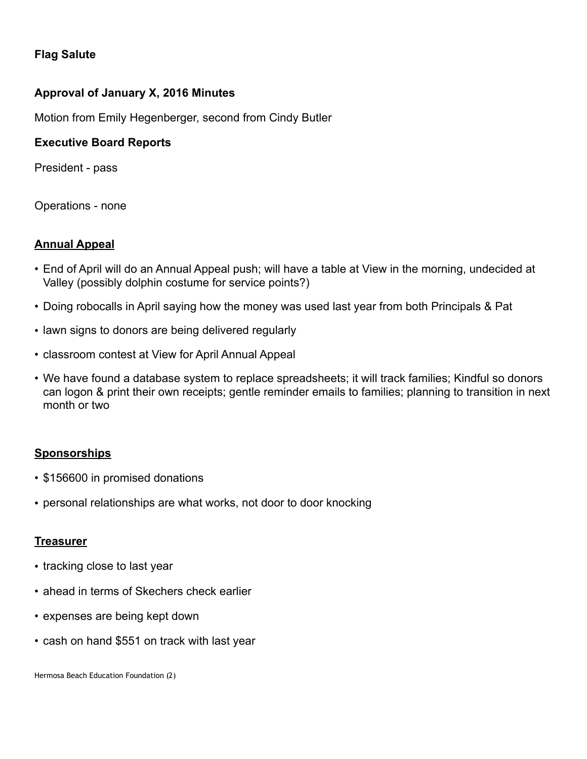**Flag Salute**

**Approval of January X, 2016 Minutes**

Motion from Emily Hegenberger, second from Cindy Butler

**Executive Board Reports**

President - pass

Operations - none

**Annual Appeal**

- End of April will do an Annual Appeal push; will have a table at View in the morning, undecided at Valley (possibly dolphin costume for service points?)
- Doing robocalls in April saying how the money was used last year from both Principals & Pat
- lawn signs to donors are being delivered regularly
- classroom contest at View for April Annual Appeal
- We have found a database system to replace spreadsheets; it will track families; Kindful so donors can logon & print their own receipts; gentle reminder emails to families; planning to transition in next month or two

**Sponsorships**

- $156600 in promised donations
- personal relationships are what works, not door to door knocking

**Treasurer**

- tracking close to last year
- ahead in terms of Skechers check earlier
- expenses are being kept down
- cash on hand $551 on track with last year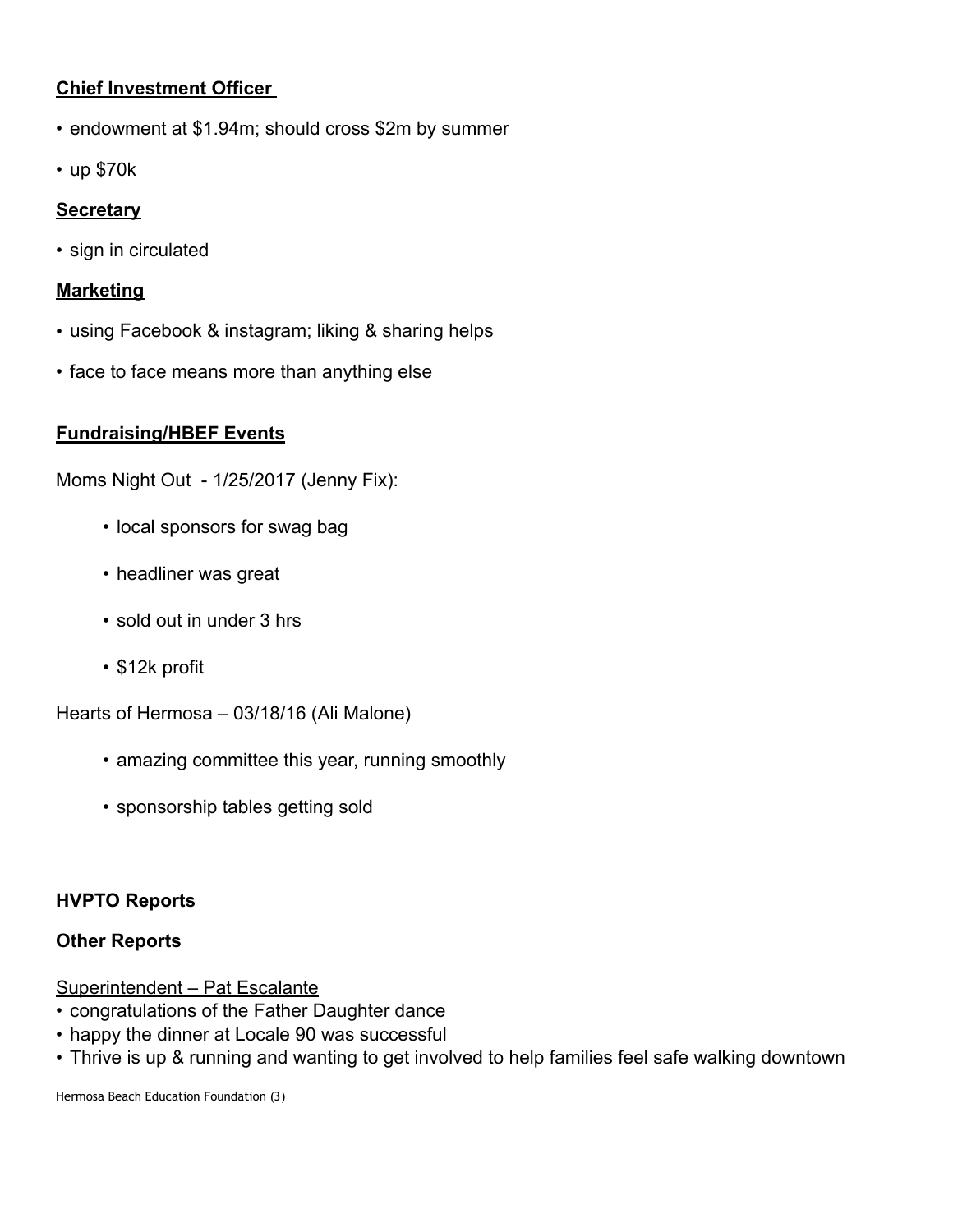**Chief Investment Officer**

- endowment at $1.94m; should cross $2m by summer
- up $70k

**Secretary**

- sign in circulated

**Marketing**

- using Facebook & instagram; liking & sharing helps
- face to face means more than anything else

**Fundraising/HBEF Events**

Moms Night Out - 1/25/2017 (Jenny Fix):

- local sponsors for swag bag
- headliner was great
- sold out in under 3 hrs
- $12k profit

Hearts of Hermosa – 03/18/16 (Ali Malone)

- amazing committee this year, running smoothly
- sponsorship tables getting sold

**HVPTO Reports**

**Other Reports**

Superintendent – Pat Escalante

- congratulations of the Father Daughter dance
- happy the dinner at Locale 90 was successful
- Thrive is up & running and wanting to get involved to help families feel safe walking downtown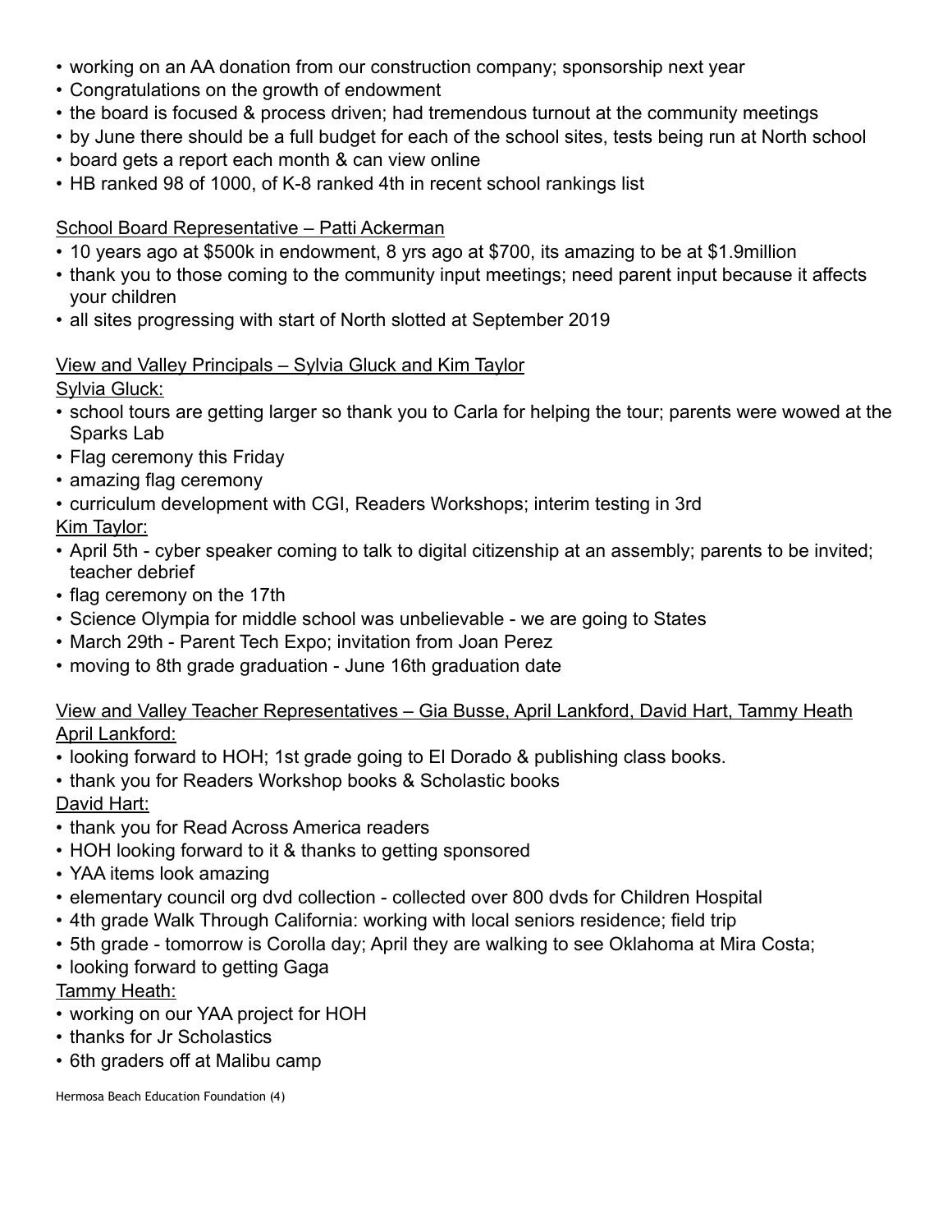- working on an AA donation from our construction company; sponsorship next year
- Congratulations on the growth of endowment
- the board is focused & process driven; had tremendous turnout at the community meetings
- by June there should be a full budget for each of the school sites, tests being run at North school
- board gets a report each month & can view online
- HB ranked 98 of 1000, of K-8 ranked 4th in recent school rankings list

<u>School Board Representative – Patti Ackerman</u>

- 10 years ago at $500k in endowment, 8 yrs ago at $700, its amazing to be at $1.9million
- thank you to those coming to the community input meetings; need parent input because it affects your children
- all sites progressing with start of North slotted at September 2019

<u>View and Valley Principals – Sylvia Gluck and Kim Taylor</u>

<u>Sylvia Gluck:</u>

- school tours are getting larger so thank you to Carla for helping the tour; parents were wowed at the Sparks Lab
- Flag ceremony this Friday
- amazing flag ceremony
- curriculum development with CGI, Readers Workshops; interim testing in 3rd

<u>Kim Taylor:</u>

- April 5th - cyber speaker coming to talk to digital citizenship at an assembly; parents to be invited; teacher debrief
- flag ceremony on the 17th
- Science Olympia for middle school was unbelievable - we are going to States
- March 29th - Parent Tech Expo; invitation from Joan Perez
- moving to 8th grade graduation - June 16th graduation date

<u>View and Valley Teacher Representatives – Gia Busse, April Lankford, David Hart, Tammy Heath</u>

<u>April Lankford:</u>

- looking forward to HOH; 1st grade going to El Dorado & publishing class books.
- thank you for Readers Workshop books & Scholastic books

<u>David Hart:</u>

- thank you for Read Across America readers
- HOH looking forward to it & thanks to getting sponsored
- YAA items look amazing
- elementary council org dvd collection - collected over 800 dvds for Children Hospital
- 4th grade Walk Through California: working with local seniors residence; field trip
- 5th grade - tomorrow is Corolla day; April they are walking to see Oklahoma at Mira Costa;
- looking forward to getting Gaga

<u>Tammy Heath:</u>

- working on our YAA project for HOH
- thanks for Jr Scholastics
- 6th graders off at Malibu camp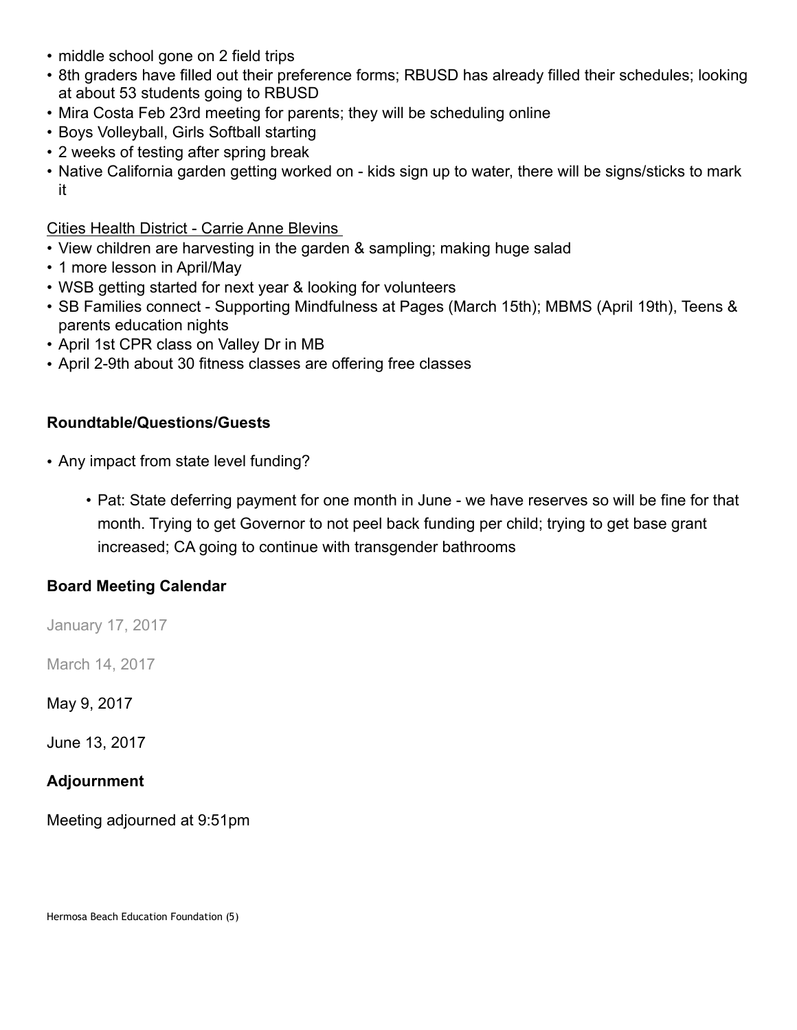- middle school gone on 2 field trips
- 8th graders have filled out their preference forms; RBUSD has already filled their schedules; looking at about 53 students going to RBUSD
- Mira Costa Feb 23rd meeting for parents; they will be scheduling online
- Boys Volleyball, Girls Softball starting
- 2 weeks of testing after spring break
- Native California garden getting worked on - kids sign up to water, there will be signs/sticks to mark it

Cities Health District - Carrie Anne Blevins

- View children are harvesting in the garden & sampling; making huge salad
- 1 more lesson in April/May
- WSB getting started for next year & looking for volunteers
- SB Families connect - Supporting Mindfulness at Pages (March 15th); MBMS (April 19th), Teens & parents education nights
- April 1st CPR class on Valley Dr in MB
- April 2-9th about 30 fitness classes are offering free classes

**Roundtable/Questions/Guests**

- Any impact from state level funding?
    - Pat: State deferring payment for one month in June - we have reserves so will be fine for that month. Trying to get Governor to not peel back funding per child; trying to get base grant increased; CA going to continue with transgender bathrooms

**Board Meeting Calendar**

January 17, 2017

March 14, 2017

May 9, 2017

June 13, 2017

**Adjournment**

Meeting adjourned at 9:51pm